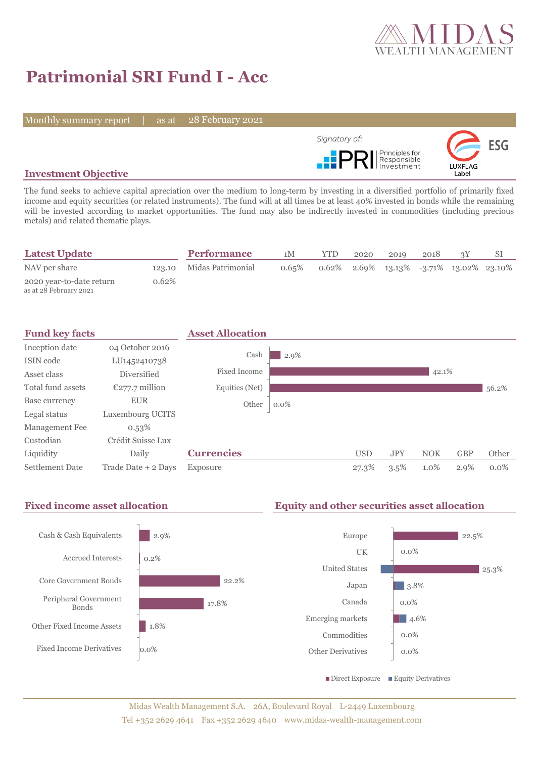# Patrimonial SRI Fund I - Acc

Monthly summary report | as at 28 February 2021

Signatory of: PRI Principles for Responsible Investment — LUXFLAG ESG Label

## Investment Objective

The fund seeks to achieve capital apreciation over the medium to long-term by investing in a diversified portfolio of primarily fixed income and equity securities (or related instruments). The fund will at all times be at least 40% invested in bonds while the remaining will be invested according to market opportunities. The fund may also be indirectly invested in commodities (including precious metals) and related thematic plays.

## Latest Update

| | |
|---|---|
| NAV per share | 123.10 |
| 2020 year-to-date return (as at 28 February 2021) | 0.62% |

## Performance

| | 1M | YTD | 2020 | 2019 | 2018 | 3Y | SI |
|---|---|---|---|---|---|---|---|
| Midas Patrimonial | 0.65% | 0.62% | 2.69% | 13.13% | -3.71% | 13.02% | 23.10% |

## Fund key facts

| | |
|---|---|
| Inception date | 04 October 2016 |
| ISIN code | LU1452410738 |
| Asset class | Diversified |
| Total fund assets | €277.7 million |
| Base currency | EUR |
| Legal status | Luxembourg UCITS |
| Management Fee | 0.53% |
| Custodian | Crédit Suisse Lux |
| Liquidity | Daily |
| Settlement Date | Trade Date + 2 Days |

## Asset Allocation

| | |
|---|---|
| Cash | 2.9% |
| Fixed Income | 42.1% |
| Equities (Net) | 56.2% |
| Other | 0.0% |

## Currencies

| | USD | JPY | NOK | GBP | Other |
|---|---|---|---|---|---|
| Exposure | 27.3% | 3.5% | 1.0% | 2.9% | 0.0% |

## Fixed income asset allocation

| | |
|---|---|
| Cash & Cash Equivalents | 2.9% |
| Accrued Interests | 0.2% |
| Core Government Bonds | 22.2% |
| Peripheral Government Bonds | 17.8% |
| Other Fixed Income Assets | 1.8% |
| Fixed Income Derivatives | 0.0% |

## Equity and other securities asset allocation

| | |
|---|---|
| Europe | 22.5% |
| UK | 0.0% |
| United States | 25.3% |
| Japan | 3.8% |
| Canada | 0.0% |
| Emerging markets | 4.6% |
| Commodities | 0.0% |
| Other Derivatives | 0.0% |

■ Direct Exposure ■ Equity Derivatives

Midas Wealth Management S.A. 26A, Boulevard Royal L-2449 Luxembourg
Tel +352 2629 4641 Fax +352 2629 4640 www.midas-wealth-management.com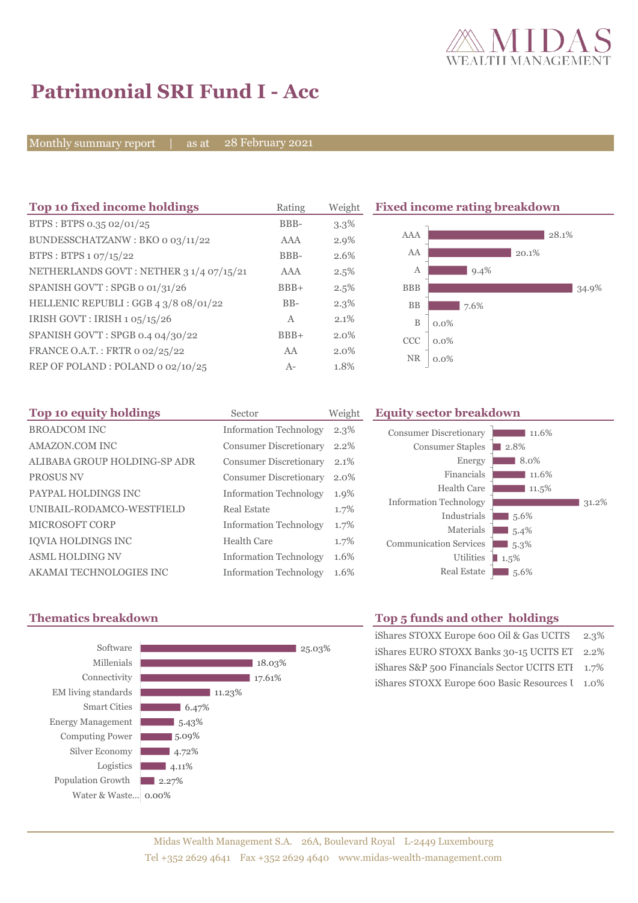# Patrimonial SRI Fund I - Acc

Monthly summary report | as at 28 February 2021

## Top 10 fixed income holdings

| Top 10 fixed income holdings | Rating | Weight |
|---|---|---|
| BTPS : BTPS 0.35 02/01/25 | BBB- | 3.3% |
| BUNDESSCHATZANW : BKO 0 03/11/22 | AAA | 2.9% |
| BTPS : BTPS 1 07/15/22 | BBB- | 2.6% |
| NETHERLANDS GOVT : NETHER 3 1/4 07/15/21 | AAA | 2.5% |
| SPANISH GOV'T : SPGB 0 01/31/26 | BBB+ | 2.5% |
| HELLENIC REPUBLI : GGB 4 3/8 08/01/22 | BB- | 2.3% |
| IRISH GOVT : IRISH 1 05/15/26 | A | 2.1% |
| SPANISH GOV'T : SPGB 0.4 04/30/22 | BBB+ | 2.0% |
| FRANCE O.A.T. : FRTR 0 02/25/22 | AA | 2.0% |
| REP OF POLAND : POLAND 0 02/10/25 | A- | 1.8% |

## Fixed income rating breakdown

| Rating | Weight |
|---|---|
| AAA | 28.1% |
| AA | 20.1% |
| A | 9.4% |
| BBB | 34.9% |
| BB | 7.6% |
| B | 0.0% |
| CCC | 0.0% |
| NR | 0.0% |

## Top 10 equity holdings

| Top 10 equity holdings | Sector | Weight |
|---|---|---|
| BROADCOM INC | Information Technology | 2.3% |
| AMAZON.COM INC | Consumer Discretionary | 2.2% |
| ALIBABA GROUP HOLDING-SP ADR | Consumer Discretionary | 2.1% |
| PROSUS NV | Consumer Discretionary | 2.0% |
| PAYPAL HOLDINGS INC | Information Technology | 1.9% |
| UNIBAIL-RODAMCO-WESTFIELD | Real Estate | 1.7% |
| MICROSOFT CORP | Information Technology | 1.7% |
| IQVIA HOLDINGS INC | Health Care | 1.7% |
| ASML HOLDING NV | Information Technology | 1.6% |
| AKAMAI TECHNOLOGIES INC | Information Technology | 1.6% |

## Equity sector breakdown

| Sector | Weight |
|---|---|
| Consumer Discretionary | 11.6% |
| Consumer Staples | 2.8% |
| Energy | 8.0% |
| Financials | 11.6% |
| Health Care | 11.5% |
| Information Technology | 31.2% |
| Industrials | 5.6% |
| Materials | 5.4% |
| Communication Services | 5.3% |
| Utilities | 1.5% |
| Real Estate | 5.6% |

## Thematics breakdown

| Theme | Weight |
|---|---|
| Software | 25.03% |
| Millenials | 18.03% |
| Connectivity | 17.61% |
| EM living standards | 11.23% |
| Smart Cities | 6.47% |
| Energy Management | 5.43% |
| Computing Power | 5.09% |
| Silver Economy | 4.72% |
| Logistics | 4.11% |
| Population Growth | 2.27% |
| Water & Waste... | 0.00% |

## Top 5 funds and other holdings

| Holding | Weight |
|---|---|
| iShares STOXX Europe 600 Oil & Gas UCITS | 2.3% |
| iShares EURO STOXX Banks 30-15 UCITS ET | 2.2% |
| iShares S&P 500 Financials Sector UCITS ETI | 1.7% |
| iShares STOXX Europe 600 Basic Resources U | 1.0% |

Midas Wealth Management S.A. 26A, Boulevard Royal L-2449 Luxembourg
Tel +352 2629 4641 Fax +352 2629 4640 www.midas-wealth-management.com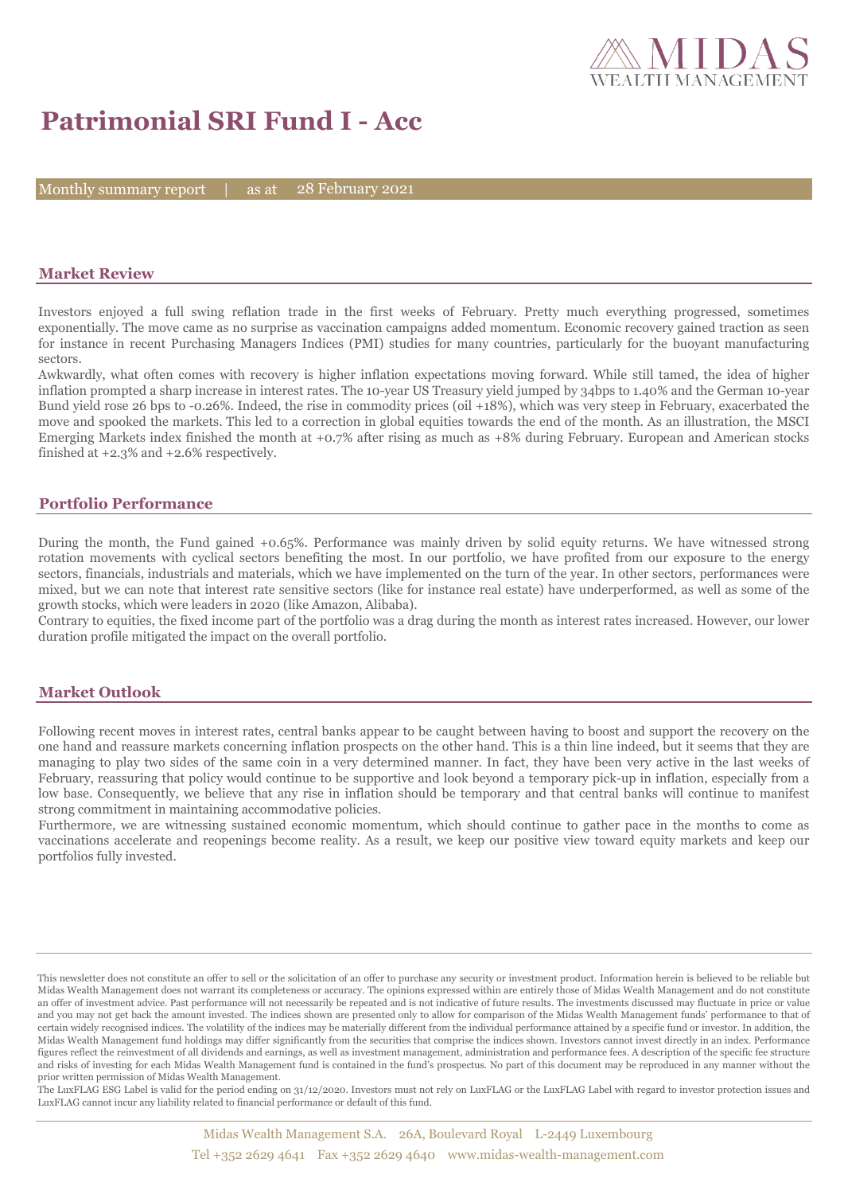# Patrimonial SRI Fund I - Acc

Monthly summary report | as at 28 February 2021

## Market Review

Investors enjoyed a full swing reflation trade in the first weeks of February. Pretty much everything progressed, sometimes exponentially. The move came as no surprise as vaccination campaigns added momentum. Economic recovery gained traction as seen for instance in recent Purchasing Managers Indices (PMI) studies for many countries, particularly for the buoyant manufacturing sectors.
Awkwardly, what often comes with recovery is higher inflation expectations moving forward. While still tamed, the idea of higher inflation prompted a sharp increase in interest rates. The 10-year US Treasury yield jumped by 34bps to 1.40% and the German 10-year Bund yield rose 26 bps to -0.26%. Indeed, the rise in commodity prices (oil +18%), which was very steep in February, exacerbated the move and spooked the markets. This led to a correction in global equities towards the end of the month. As an illustration, the MSCI Emerging Markets index finished the month at +0.7% after rising as much as +8% during February. European and American stocks finished at +2.3% and +2.6% respectively.

## Portfolio Performance

During the month, the Fund gained +0.65%. Performance was mainly driven by solid equity returns. We have witnessed strong rotation movements with cyclical sectors benefiting the most. In our portfolio, we have profited from our exposure to the energy sectors, financials, industrials and materials, which we have implemented on the turn of the year. In other sectors, performances were mixed, but we can note that interest rate sensitive sectors (like for instance real estate) have underperformed, as well as some of the growth stocks, which were leaders in 2020 (like Amazon, Alibaba).
Contrary to equities, the fixed income part of the portfolio was a drag during the month as interest rates increased. However, our lower duration profile mitigated the impact on the overall portfolio.

## Market Outlook

Following recent moves in interest rates, central banks appear to be caught between having to boost and support the recovery on the one hand and reassure markets concerning inflation prospects on the other hand. This is a thin line indeed, but it seems that they are managing to play two sides of the same coin in a very determined manner. In fact, they have been very active in the last weeks of February, reassuring that policy would continue to be supportive and look beyond a temporary pick-up in inflation, especially from a low base. Consequently, we believe that any rise in inflation should be temporary and that central banks will continue to manifest strong commitment in maintaining accommodative policies.
Furthermore, we are witnessing sustained economic momentum, which should continue to gather pace in the months to come as vaccinations accelerate and reopenings become reality. As a result, we keep our positive view toward equity markets and keep our portfolios fully invested.

This newsletter does not constitute an offer to sell or the solicitation of an offer to purchase any security or investment product. Information herein is believed to be reliable but Midas Wealth Management does not warrant its completeness or accuracy. The opinions expressed within are entirely those of Midas Wealth Management and do not constitute an offer of investment advice. Past performance will not necessarily be repeated and is not indicative of future results. The investments discussed may fluctuate in price or value and you may not get back the amount invested. The indices shown are presented only to allow for comparison of the Midas Wealth Management funds' performance to that of certain widely recognised indices. The volatility of the indices may be materially different from the individual performance attained by a specific fund or investor. In addition, the Midas Wealth Management fund holdings may differ significantly from the securities that comprise the indices shown. Investors cannot invest directly in an index. Performance figures reflect the reinvestment of all dividends and earnings, as well as investment management, administration and performance fees. A description of the specific fee structure and risks of investing for each Midas Wealth Management fund is contained in the fund's prospectus. No part of this document may be reproduced in any manner without the prior written permission of Midas Wealth Management.
The LuxFLAG ESG Label is valid for the period ending on 31/12/2020. Investors must not rely on LuxFLAG or the LuxFLAG Label with regard to investor protection issues and LuxFLAG cannot incur any liability related to financial performance or default of this fund.

Midas Wealth Management S.A. 26A, Boulevard Royal L-2449 Luxembourg
Tel +352 2629 4641 Fax +352 2629 4640 www.midas-wealth-management.com